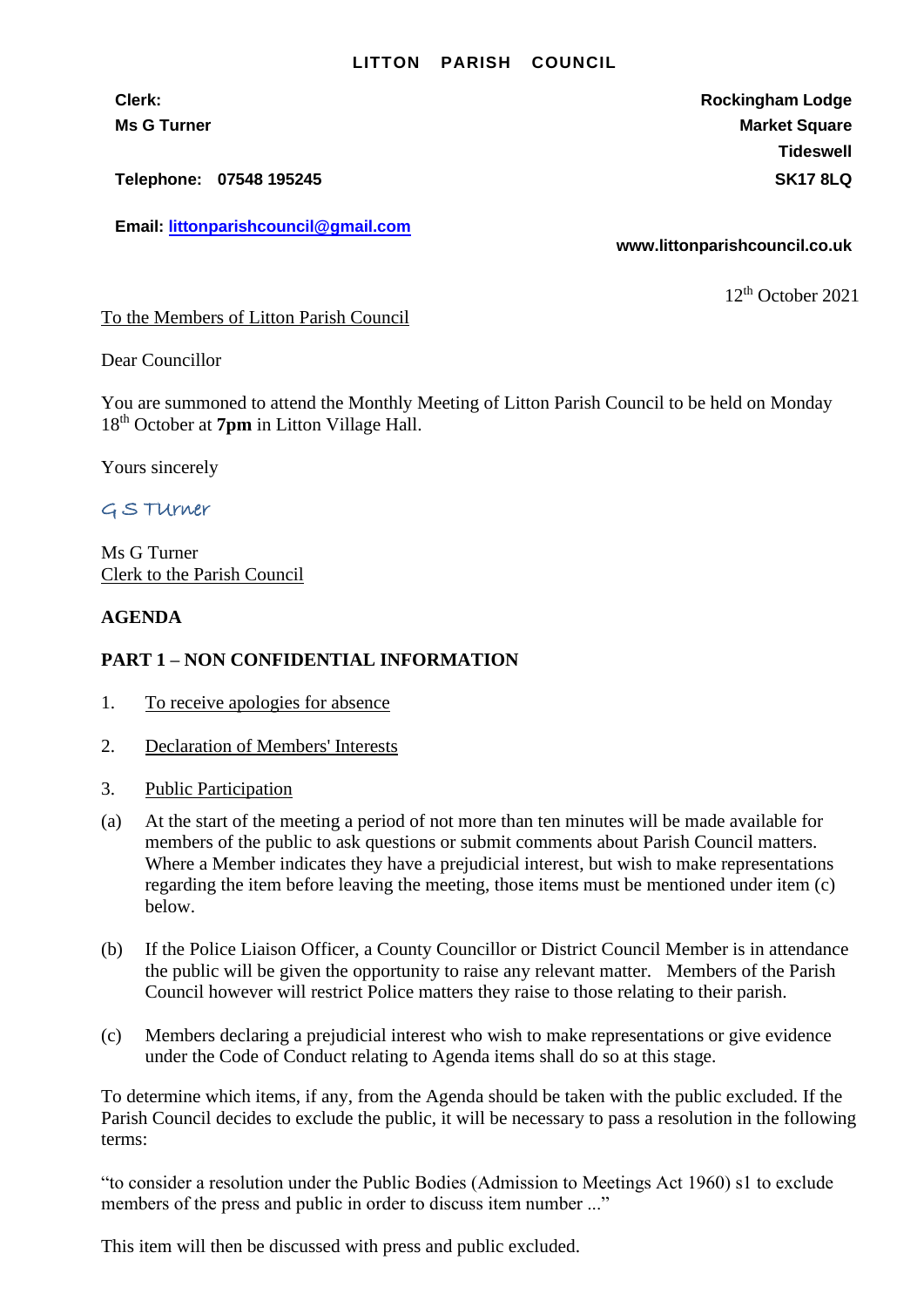# LITTON PARISH COUNCIL

**Clerk:**
**Ms G Turner**

**Telephone: 07548 195245**

**Email: littonparishcouncil@gmail.com**

**Rockingham Lodge**
**Market Square**
**Tideswell**
**SK17 8LQ**

**www.littonparishcouncil.co.uk**

12th October 2021

To the Members of Litton Parish Council

Dear Councillor

You are summoned to attend the Monthly Meeting of Litton Parish Council to be held on Monday 18th October at **7pm** in Litton Village Hall.

Yours sincerely

G S Turner

Ms G Turner
Clerk to the Parish Council

**AGENDA**

**PART 1 – NON CONFIDENTIAL INFORMATION**

1. To receive apologies for absence

2. Declaration of Members' Interests

3. Public Participation

(a) At the start of the meeting a period of not more than ten minutes will be made available for members of the public to ask questions or submit comments about Parish Council matters. Where a Member indicates they have a prejudicial interest, but wish to make representations regarding the item before leaving the meeting, those items must be mentioned under item (c) below.

(b) If the Police Liaison Officer, a County Councillor or District Council Member is in attendance the public will be given the opportunity to raise any relevant matter. Members of the Parish Council however will restrict Police matters they raise to those relating to their parish.

(c) Members declaring a prejudicial interest who wish to make representations or give evidence under the Code of Conduct relating to Agenda items shall do so at this stage.

To determine which items, if any, from the Agenda should be taken with the public excluded. If the Parish Council decides to exclude the public, it will be necessary to pass a resolution in the following terms:

"to consider a resolution under the Public Bodies (Admission to Meetings Act 1960) s1 to exclude members of the press and public in order to discuss item number ..."

This item will then be discussed with press and public excluded.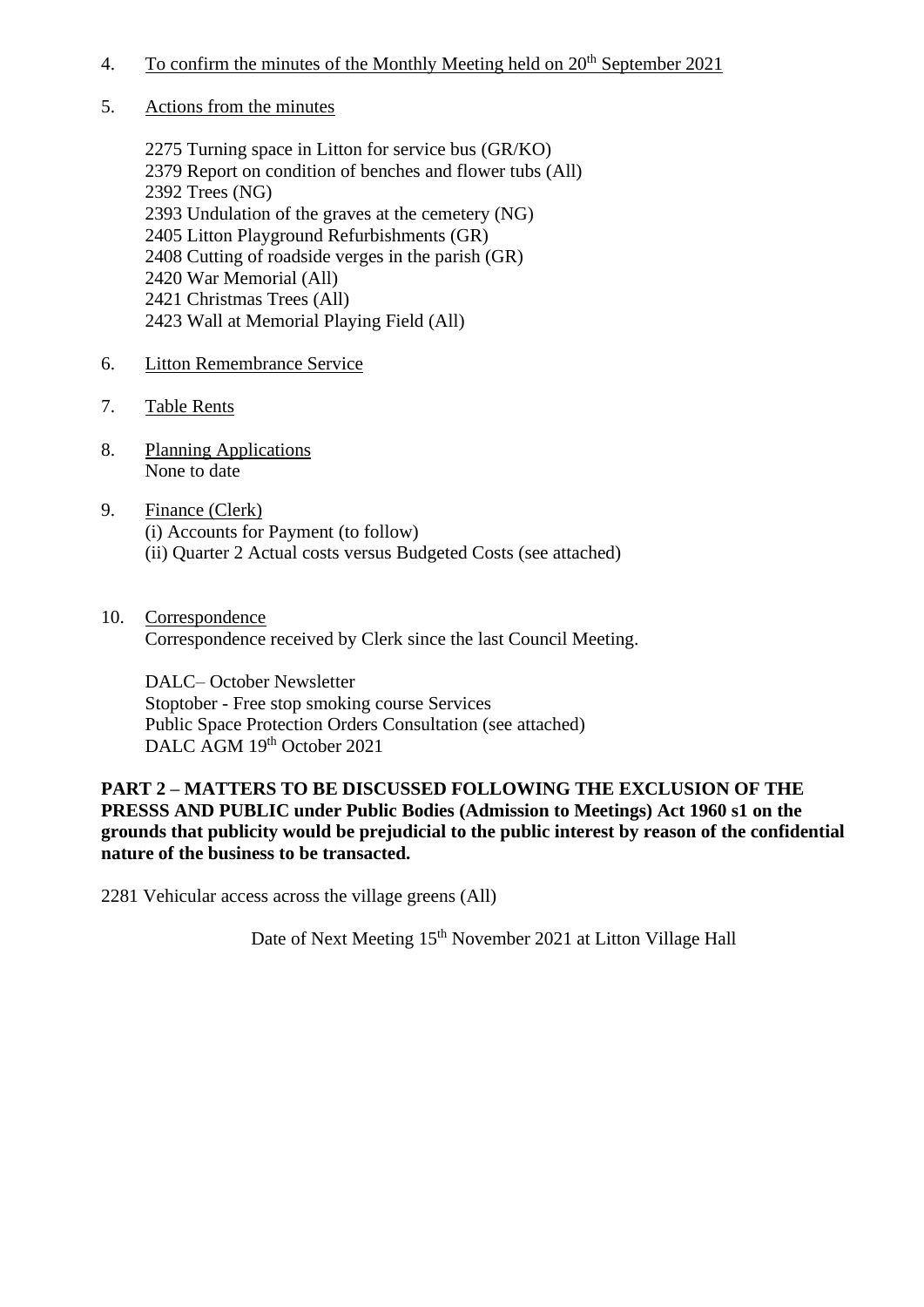4. <u>To confirm the minutes of the Monthly Meeting held on 20th September 2021</u>

5. <u>Actions from the minutes</u>

   2275 Turning space in Litton for service bus (GR/KO)
   2379 Report on condition of benches and flower tubs (All)
   2392 Trees (NG)
   2393 Undulation of the graves at the cemetery (NG)
   2405 Litton Playground Refurbishments (GR)
   2408 Cutting of roadside verges in the parish (GR)
   2420 War Memorial (All)
   2421 Christmas Trees (All)
   2423 Wall at Memorial Playing Field (All)

6. <u>Litton Remembrance Service</u>

7. <u>Table Rents</u>

8. <u>Planning Applications</u>
   None to date

9. <u>Finance (Clerk)</u>
   (i) Accounts for Payment (to follow)
   (ii) Quarter 2 Actual costs versus Budgeted Costs (see attached)

10. <u>Correspondence</u>
    Correspondence received by Clerk since the last Council Meeting.

    DALC– October Newsletter
    Stoptober - Free stop smoking course Services
    Public Space Protection Orders Consultation (see attached)
    DALC AGM 19th October 2021

**PART 2 – MATTERS TO BE DISCUSSED FOLLOWING THE EXCLUSION OF THE PRESSS AND PUBLIC under Public Bodies (Admission to Meetings) Act 1960 s1 on the grounds that publicity would be prejudicial to the public interest by reason of the confidential nature of the business to be transacted.**

2281 Vehicular access across the village greens (All)

Date of Next Meeting 15th November 2021 at Litton Village Hall